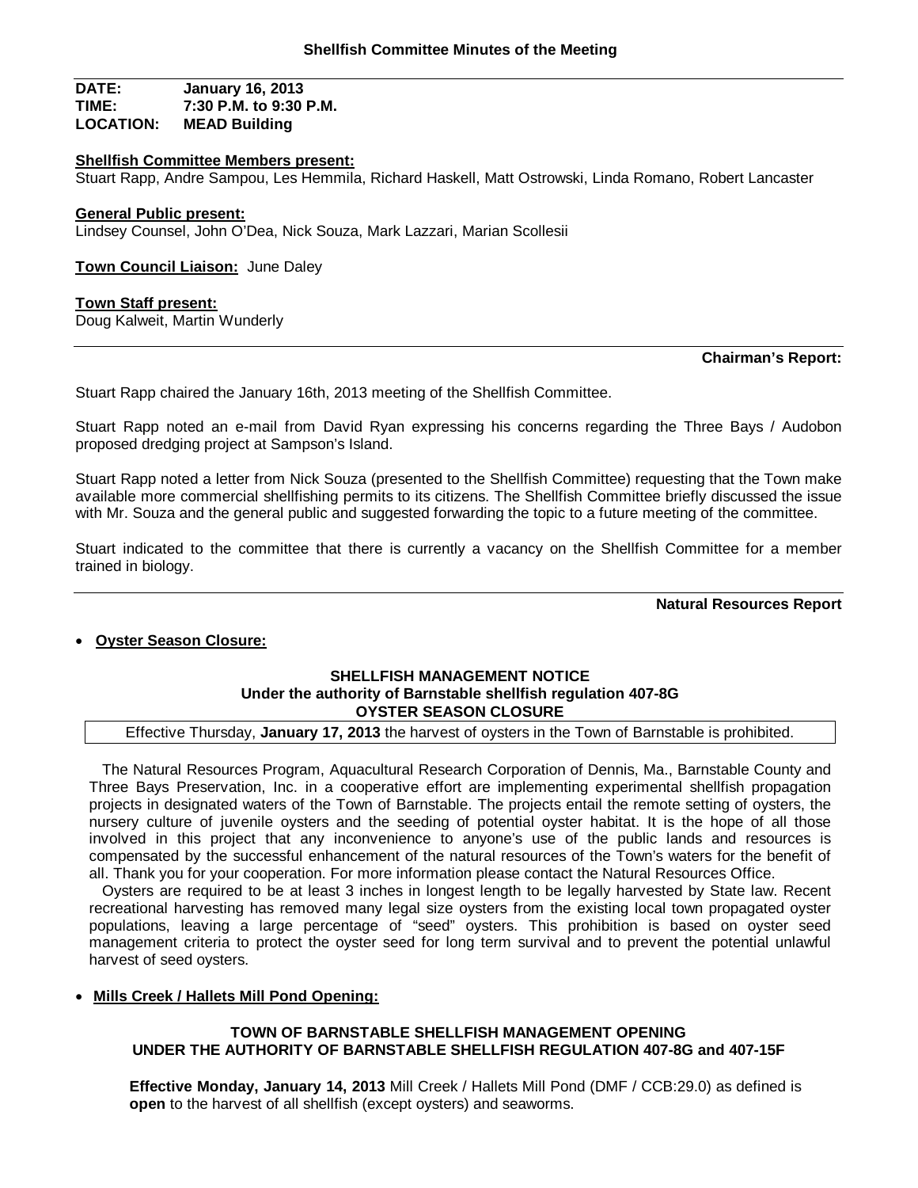## Shellfish Committee Minutes of the Meeting

**DATE:** **January 16, 2013**
**TIME:** **7:30 P.M. to 9:30 P.M.**
**LOCATION:** **MEAD Building**

**Shellfish Committee Members present:**
Stuart Rapp, Andre Sampou, Les Hemmila, Richard Haskell, Matt Ostrowski, Linda Romano, Robert Lancaster

**General Public present:**
Lindsey Counsel, John O'Dea, Nick Souza, Mark Lazzari, Marian Scollesii

**Town Council Liaison:** June Daley

**Town Staff present:**
Doug Kalweit, Martin Wunderly

### Chairman's Report:

Stuart Rapp chaired the January 16th, 2013 meeting of the Shellfish Committee.

Stuart Rapp noted an e-mail from David Ryan expressing his concerns regarding the Three Bays / Audobon proposed dredging project at Sampson's Island.

Stuart Rapp noted a letter from Nick Souza (presented to the Shellfish Committee) requesting that the Town make available more commercial shellfishing permits to its citizens. The Shellfish Committee briefly discussed the issue with Mr. Souza and the general public and suggested forwarding the topic to a future meeting of the committee.

Stuart indicated to the committee that there is currently a vacancy on the Shellfish Committee for a member trained in biology.

### Natural Resources Report

- **Oyster Season Closure:**

**SHELLFISH MANAGEMENT NOTICE**
**Under the authority of Barnstable shellfish regulation 407-8G**
**OYSTER SEASON CLOSURE**

Effective Thursday, **January 17, 2013** the harvest of oysters in the Town of Barnstable is prohibited.

The Natural Resources Program, Aquacultural Research Corporation of Dennis, Ma., Barnstable County and Three Bays Preservation, Inc. in a cooperative effort are implementing experimental shellfish propagation projects in designated waters of the Town of Barnstable. The projects entail the remote setting of oysters, the nursery culture of juvenile oysters and the seeding of potential oyster habitat. It is the hope of all those involved in this project that any inconvenience to anyone's use of the public lands and resources is compensated by the successful enhancement of the natural resources of the Town's waters for the benefit of all. Thank you for your cooperation. For more information please contact the Natural Resources Office.

Oysters are required to be at least 3 inches in longest length to be legally harvested by State law. Recent recreational harvesting has removed many legal size oysters from the existing local town propagated oyster populations, leaving a large percentage of "seed" oysters. This prohibition is based on oyster seed management criteria to protect the oyster seed for long term survival and to prevent the potential unlawful harvest of seed oysters.

- **Mills Creek / Hallets Mill Pond Opening:**

**TOWN OF BARNSTABLE SHELLFISH MANAGEMENT OPENING**
**UNDER THE AUTHORITY OF BARNSTABLE SHELLFISH REGULATION 407-8G and 407-15F**

**Effective Monday, January 14, 2013** Mill Creek / Hallets Mill Pond (DMF / CCB:29.0) as defined is **open** to the harvest of all shellfish (except oysters) and seaworms.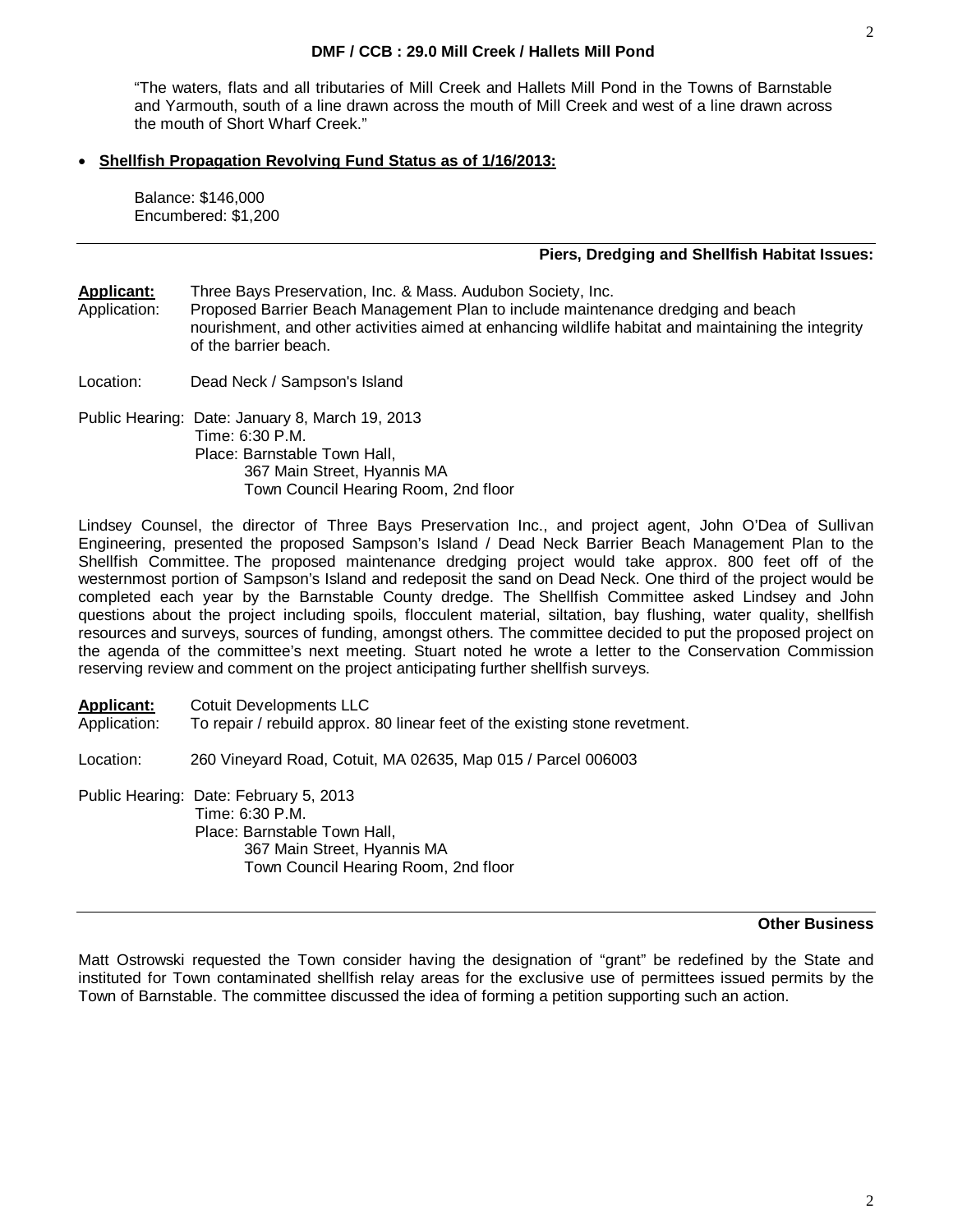**DMF / CCB : 29.0 Mill Creek / Hallets Mill Pond**

"The waters, flats and all tributaries of Mill Creek and Hallets Mill Pond in the Towns of Barnstable and Yarmouth, south of a line drawn across the mouth of Mill Creek and west of a line drawn across the mouth of Short Wharf Creek."

- **Shellfish Propagation Revolving Fund Status as of 1/16/2013:**

  Balance: $146,000
  Encumbered: $1,200

---

**Piers, Dredging and Shellfish Habitat Issues:**

**Applicant:** Three Bays Preservation, Inc. & Mass. Audubon Society, Inc.
Application: Proposed Barrier Beach Management Plan to include maintenance dredging and beach nourishment, and other activities aimed at enhancing wildlife habitat and maintaining the integrity of the barrier beach.

Location: Dead Neck / Sampson's Island

Public Hearing: Date: January 8, March 19, 2013
Time: 6:30 P.M.
Place: Barnstable Town Hall,
367 Main Street, Hyannis MA
Town Council Hearing Room, 2nd floor

Lindsey Counsel, the director of Three Bays Preservation Inc., and project agent, John O'Dea of Sullivan Engineering, presented the proposed Sampson's Island / Dead Neck Barrier Beach Management Plan to the Shellfish Committee. The proposed maintenance dredging project would take approx. 800 feet off of the westernmost portion of Sampson's Island and redeposit the sand on Dead Neck. One third of the project would be completed each year by the Barnstable County dredge. The Shellfish Committee asked Lindsey and John questions about the project including spoils, flocculent material, siltation, bay flushing, water quality, shellfish resources and surveys, sources of funding, amongst others. The committee decided to put the proposed project on the agenda of the committee's next meeting. Stuart noted he wrote a letter to the Conservation Commission reserving review and comment on the project anticipating further shellfish surveys.

**Applicant:** Cotuit Developments LLC
Application: To repair / rebuild approx. 80 linear feet of the existing stone revetment.

Location: 260 Vineyard Road, Cotuit, MA 02635, Map 015 / Parcel 006003

Public Hearing: Date: February 5, 2013
Time: 6:30 P.M.
Place: Barnstable Town Hall,
367 Main Street, Hyannis MA
Town Council Hearing Room, 2nd floor

---

**Other Business**

Matt Ostrowski requested the Town consider having the designation of "grant" be redefined by the State and instituted for Town contaminated shellfish relay areas for the exclusive use of permittees issued permits by the Town of Barnstable. The committee discussed the idea of forming a petition supporting such an action.